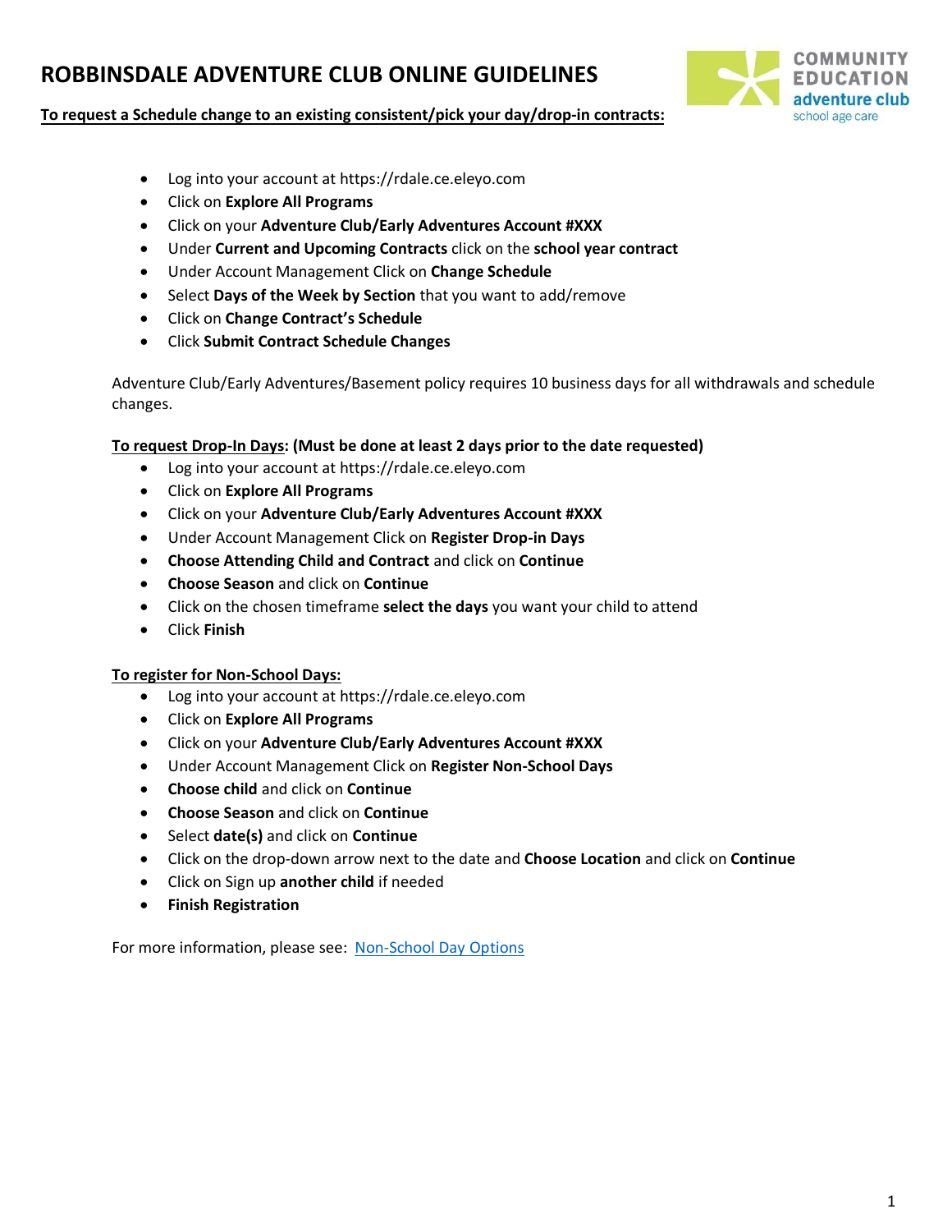# ROBBINSDALE ADVENTURE CLUB ONLINE GUIDELINES

**To request a Schedule change to an existing consistent/pick your day/drop-in contracts:**

- Log into your account at https://rdale.ce.eleyo.com
- Click on **Explore All Programs**
- Click on your **Adventure Club/Early Adventures Account #XXX**
- Under **Current and Upcoming Contracts** click on the **school year contract**
- Under Account Management Click on **Change Schedule**
- Select **Days of the Week by Section** that you want to add/remove
- Click on **Change Contract's Schedule**
- Click **Submit Contract Schedule Changes**

Adventure Club/Early Adventures/Basement policy requires 10 business days for all withdrawals and schedule changes.

**To request Drop-In Days: (Must be done at least 2 days prior to the date requested)**

- Log into your account at https://rdale.ce.eleyo.com
- Click on **Explore All Programs**
- Click on your **Adventure Club/Early Adventures Account #XXX**
- Under Account Management Click on **Register Drop-in Days**
- **Choose Attending Child and Contract** and click on **Continue**
- **Choose Season** and click on **Continue**
- Click on the chosen timeframe **select the days** you want your child to attend
- Click **Finish**

**To register for Non-School Days:**

- Log into your account at https://rdale.ce.eleyo.com
- Click on **Explore All Programs**
- Click on your **Adventure Club/Early Adventures Account #XXX**
- Under Account Management Click on **Register Non-School Days**
- **Choose child** and click on **Continue**
- **Choose Season** and click on **Continue**
- Select **date(s)** and click on **Continue**
- Click on the drop-down arrow next to the date and **Choose Location** and click on **Continue**
- Click on Sign up **another child** if needed
- **Finish Registration**

For more information, please see: Non-School Day Options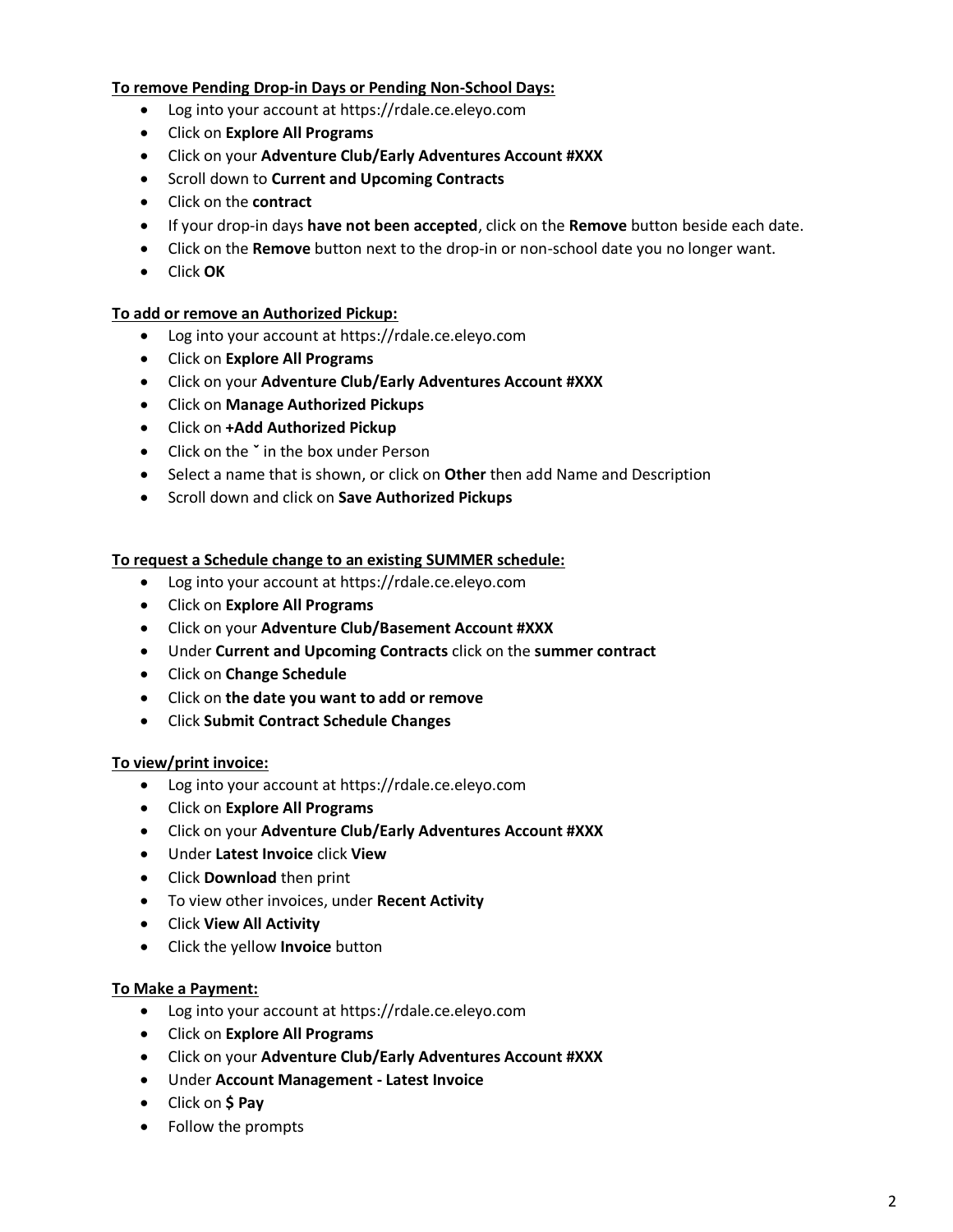**To remove Pending Drop-in Days or Pending Non-School Days:**

- Log into your account at https://rdale.ce.eleyo.com
- Click on **Explore All Programs**
- Click on your **Adventure Club/Early Adventures Account #XXX**
- Scroll down to **Current and Upcoming Contracts**
- Click on the **contract**
- If your drop-in days **have not been accepted**, click on the **Remove** button beside each date.
- Click on the **Remove** button next to the drop-in or non-school date you no longer want.
- Click **OK**

**To add or remove an Authorized Pickup:**

- Log into your account at https://rdale.ce.eleyo.com
- Click on **Explore All Programs**
- Click on your **Adventure Club/Early Adventures Account #XXX**
- Click on **Manage Authorized Pickups**
- Click on **+Add Authorized Pickup**
- Click on the ˇ in the box under Person
- Select a name that is shown, or click on **Other** then add Name and Description
- Scroll down and click on **Save Authorized Pickups**

**To request a Schedule change to an existing SUMMER schedule:**

- Log into your account at https://rdale.ce.eleyo.com
- Click on **Explore All Programs**
- Click on your **Adventure Club/Basement Account #XXX**
- Under **Current and Upcoming Contracts** click on the **summer contract**
- Click on **Change Schedule**
- Click on **the date you want to add or remove**
- Click **Submit Contract Schedule Changes**

**To view/print invoice:**

- Log into your account at https://rdale.ce.eleyo.com
- Click on **Explore All Programs**
- Click on your **Adventure Club/Early Adventures Account #XXX**
- Under **Latest Invoice** click **View**
- Click **Download** then print
- To view other invoices, under **Recent Activity**
- Click **View All Activity**
- Click the yellow **Invoice** button

**To Make a Payment:**

- Log into your account at https://rdale.ce.eleyo.com
- Click on **Explore All Programs**
- Click on your **Adventure Club/Early Adventures Account #XXX**
- Under **Account Management - Latest Invoice**
- Click on **$ Pay**
- Follow the prompts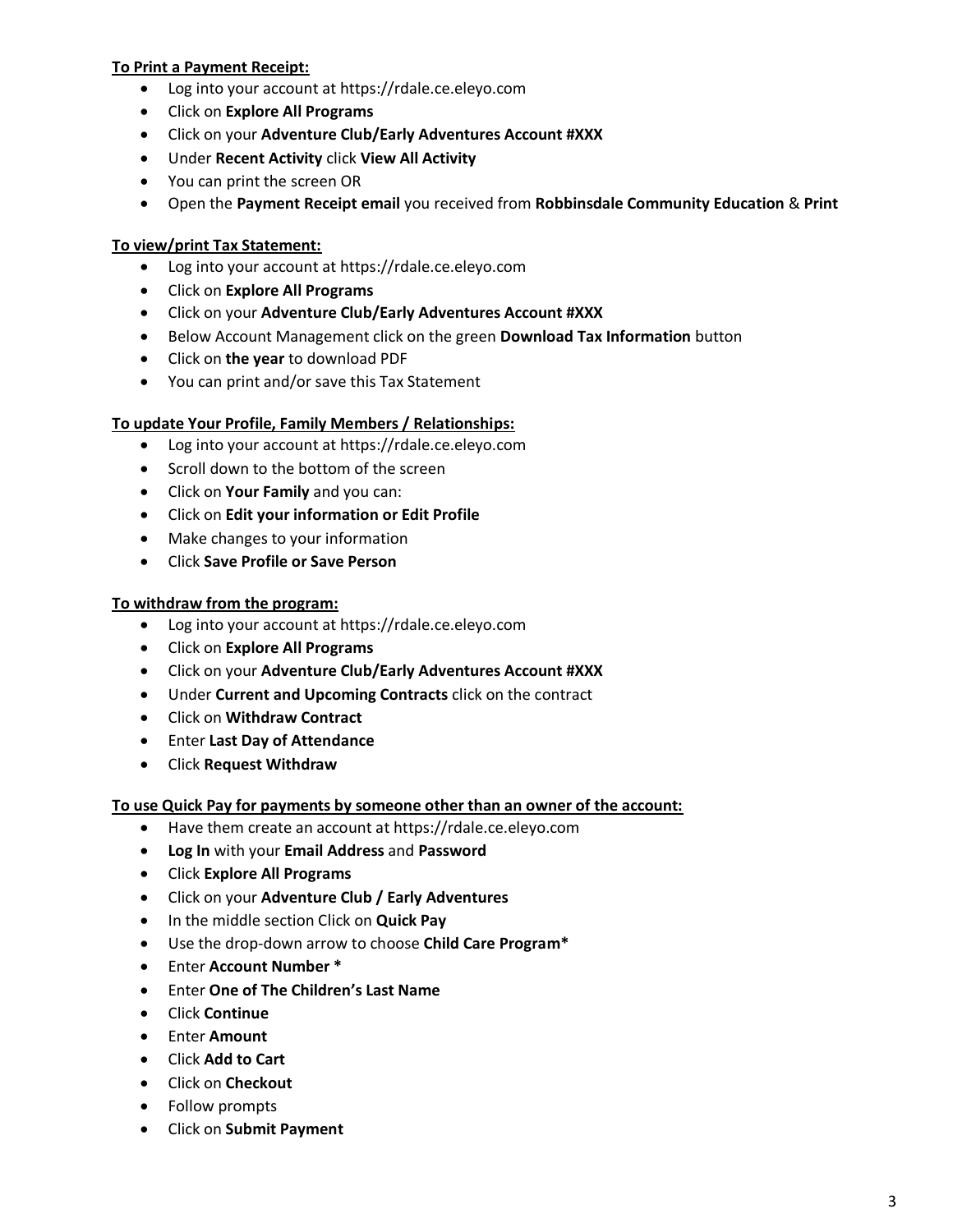**<u>To Print a Payment Receipt:</u>**

- Log into your account at https://rdale.ce.eleyo.com
- Click on **Explore All Programs**
- Click on your **Adventure Club/Early Adventures Account #XXX**
- Under **Recent Activity** click **View All Activity**
- You can print the screen OR
- Open the **Payment Receipt email** you received from **Robbinsdale Community Education** & **Print**

**<u>To view/print Tax Statement:</u>**

- Log into your account at https://rdale.ce.eleyo.com
- Click on **Explore All Programs**
- Click on your **Adventure Club/Early Adventures Account #XXX**
- Below Account Management click on the green **Download Tax Information** button
- Click on **the year** to download PDF
- You can print and/or save this Tax Statement

**<u>To update Your Profile, Family Members / Relationships:</u>**

- Log into your account at https://rdale.ce.eleyo.com
- Scroll down to the bottom of the screen
- Click on **Your Family** and you can:
- Click on **Edit your information or Edit Profile**
- Make changes to your information
- Click **Save Profile or Save Person**

**<u>To withdraw from the program:</u>**

- Log into your account at https://rdale.ce.eleyo.com
- Click on **Explore All Programs**
- Click on your **Adventure Club/Early Adventures Account #XXX**
- Under **Current and Upcoming Contracts** click on the contract
- Click on **Withdraw Contract**
- Enter **Last Day of Attendance**
- Click **Request Withdraw**

**<u>To use Quick Pay for payments by someone other than an owner of the account:</u>**

- Have them create an account at https://rdale.ce.eleyo.com
- **Log In** with your **Email Address** and **Password**
- Click **Explore All Programs**
- Click on your **Adventure Club / Early Adventures**
- In the middle section Click on **Quick Pay**
- Use the drop-down arrow to choose **Child Care Program***
- Enter **Account Number ***
- Enter **One of The Children's Last Name**
- Click **Continue**
- Enter **Amount**
- Click **Add to Cart**
- Click on **Checkout**
- Follow prompts
- Click on **Submit Payment**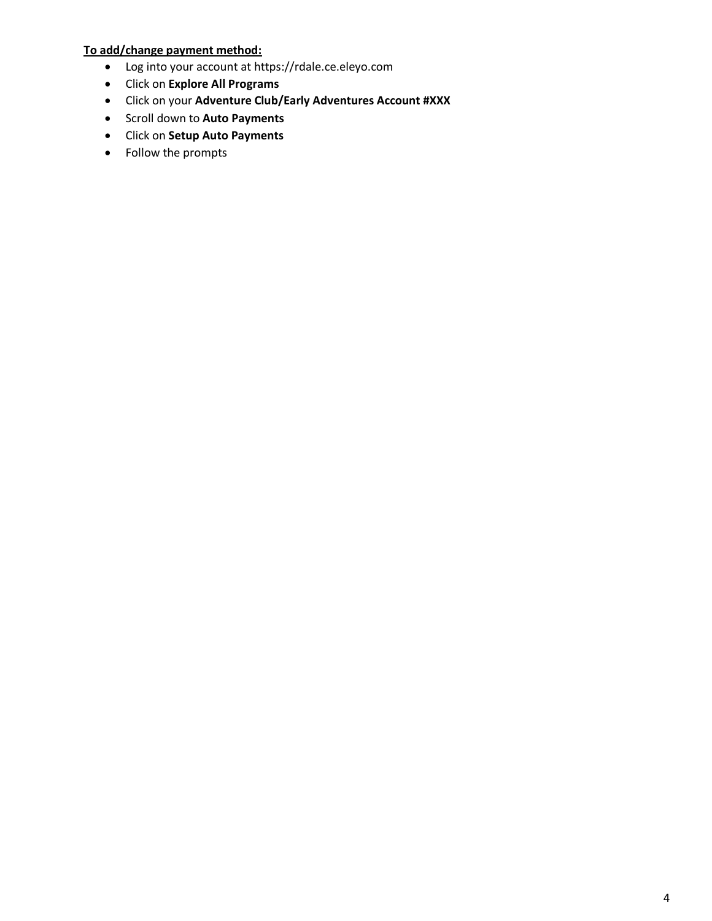**To add/change payment method:**

- Log into your account at https://rdale.ce.eleyo.com
- Click on **Explore All Programs**
- Click on your **Adventure Club/Early Adventures Account #XXX**
- Scroll down to **Auto Payments**
- Click on **Setup Auto Payments**
- Follow the prompts